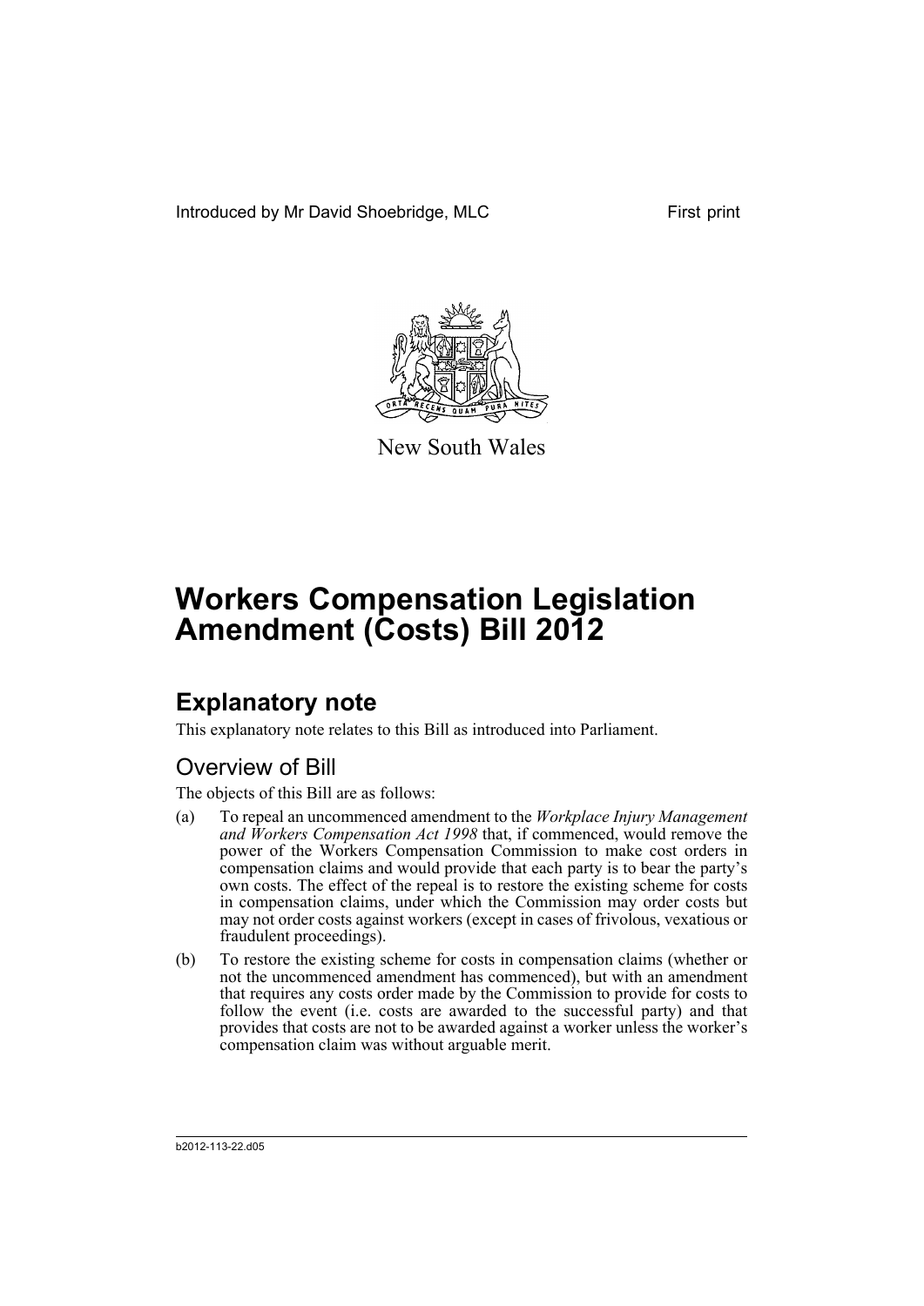Introduced by Mr David Shoebridge, MLC First print

New South Wales

# Workers Compensation Legislation Amendment (Costs) Bill 2012

## Explanatory note

This explanatory note relates to this Bill as introduced into Parliament.

### Overview of Bill

The objects of this Bill are as follows:

(a) To repeal an uncommenced amendment to the *Workplace Injury Management and Workers Compensation Act 1998* that, if commenced, would remove the power of the Workers Compensation Commission to make cost orders in compensation claims and would provide that each party is to bear the party's own costs. The effect of the repeal is to restore the existing scheme for costs in compensation claims, under which the Commission may order costs but may not order costs against workers (except in cases of frivolous, vexatious or fraudulent proceedings).

(b) To restore the existing scheme for costs in compensation claims (whether or not the uncommenced amendment has commenced), but with an amendment that requires any costs order made by the Commission to provide for costs to follow the event (i.e. costs are awarded to the successful party) and that provides that costs are not to be awarded against a worker unless the worker's compensation claim was without arguable merit.

b2012-113-22.d05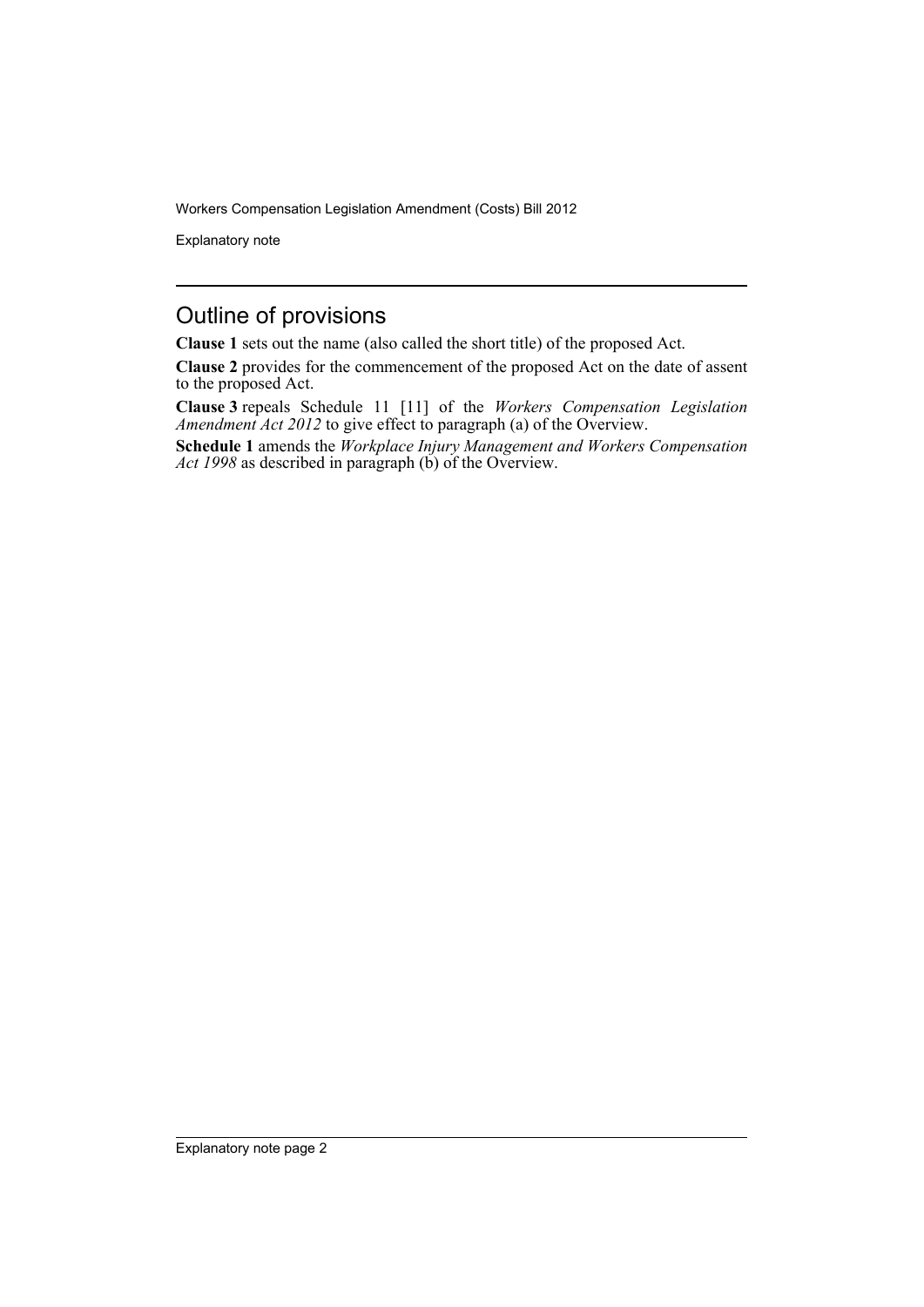## Outline of provisions

**Clause 1** sets out the name (also called the short title) of the proposed Act.

**Clause 2** provides for the commencement of the proposed Act on the date of assent to the proposed Act.

**Clause 3** repeals Schedule 11 [11] of the *Workers Compensation Legislation Amendment Act 2012* to give effect to paragraph (a) of the Overview.

**Schedule 1** amends the *Workplace Injury Management and Workers Compensation Act 1998* as described in paragraph (b) of the Overview.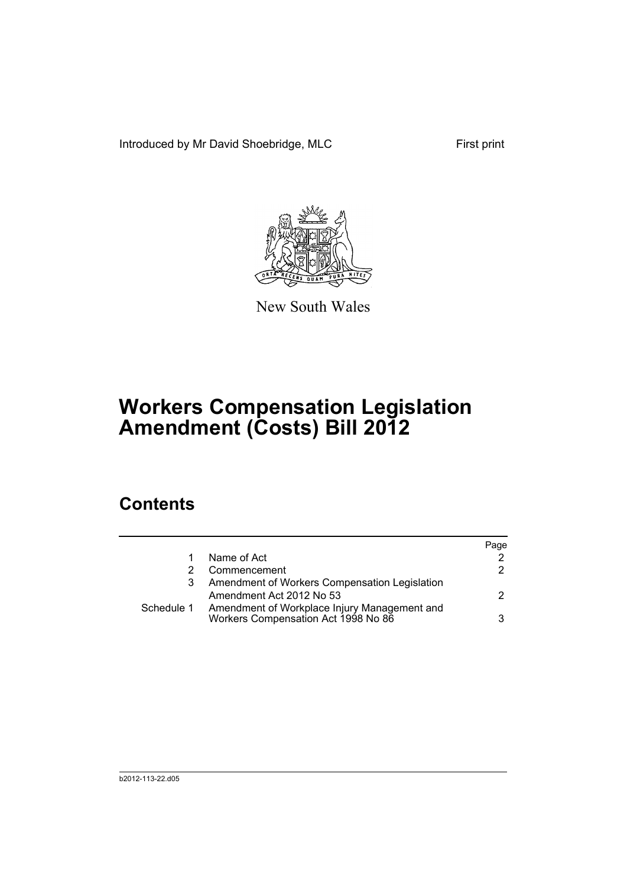Introduced by Mr David Shoebridge, MLC First print

New South Wales

# Workers Compensation Legislation Amendment (Costs) Bill 2012

## Contents

| | | Page |
|---|---|---|
| 1 | Name of Act | 2 |
| 2 | Commencement | 2 |
| 3 | Amendment of Workers Compensation Legislation Amendment Act 2012 No 53 | 2 |
| Schedule 1 | Amendment of Workplace Injury Management and Workers Compensation Act 1998 No 86 | 3 |

b2012-113-22.d05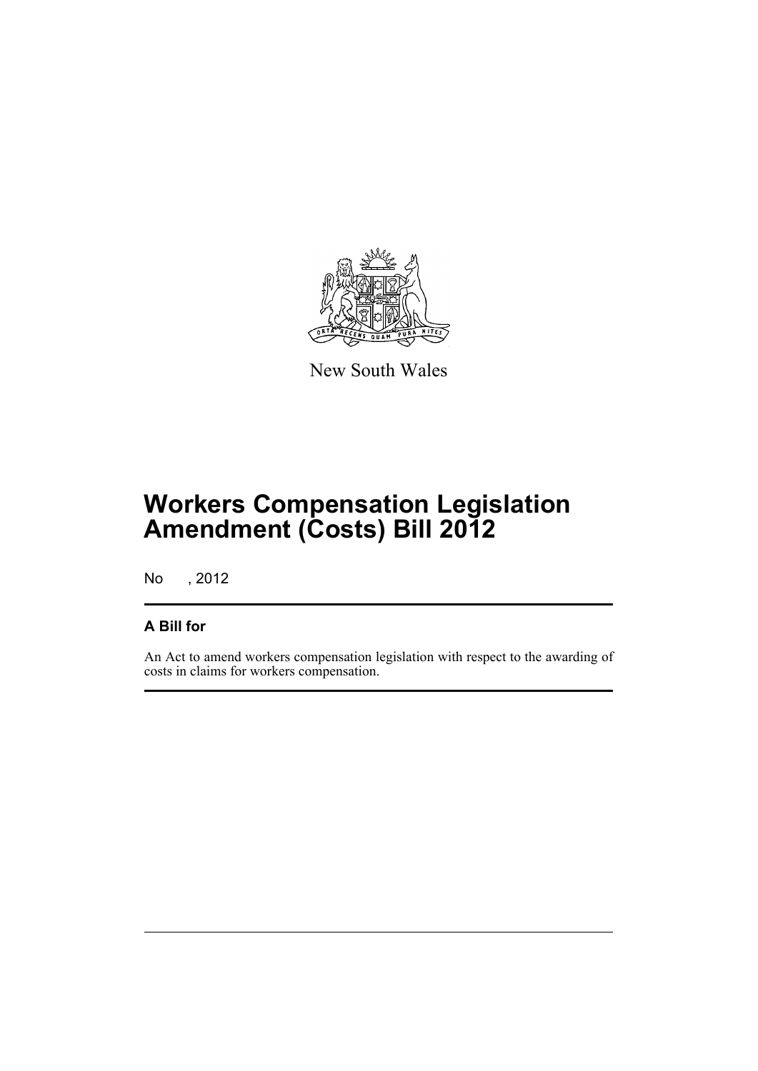New South Wales

# Workers Compensation Legislation Amendment (Costs) Bill 2012

No , 2012

### A Bill for

An Act to amend workers compensation legislation with respect to the awarding of costs in claims for workers compensation.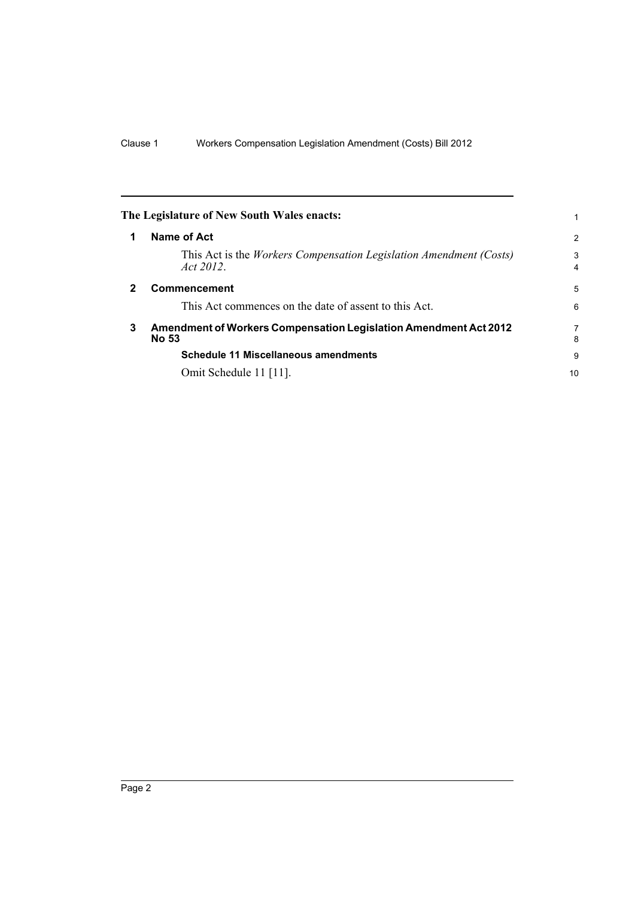## The Legislature of New South Wales enacts:

### 1 Name of Act

This Act is the *Workers Compensation Legislation Amendment (Costs) Act 2012*.

### 2 Commencement

This Act commences on the date of assent to this Act.

### 3 Amendment of Workers Compensation Legislation Amendment Act 2012 No 53

**Schedule 11 Miscellaneous amendments**

Omit Schedule 11 [11].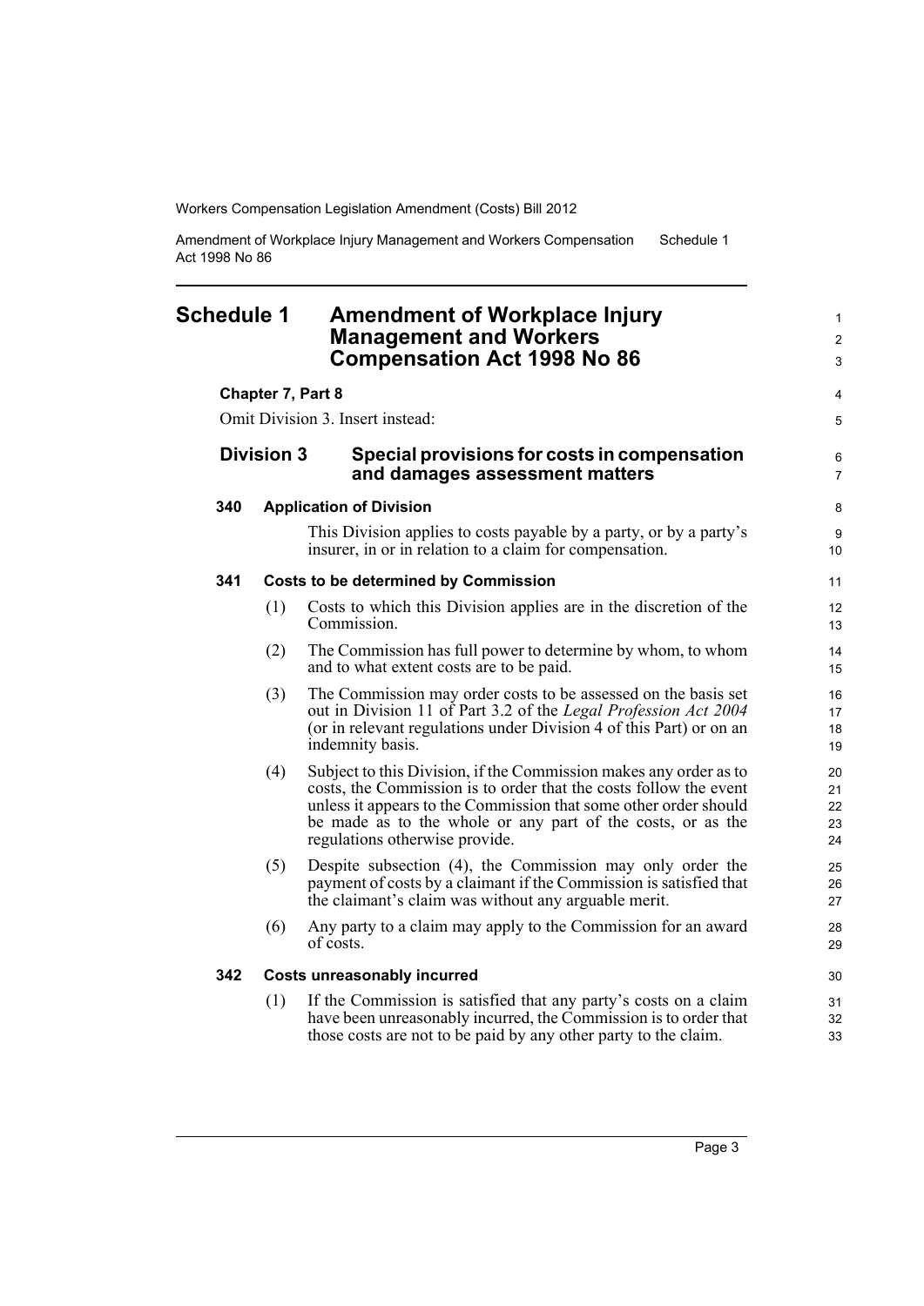# Schedule 1 Amendment of Workplace Injury Management and Workers Compensation Act 1998 No 86

**Chapter 7, Part 8**

Omit Division 3. Insert instead:

## Division 3 Special provisions for costs in compensation and damages assessment matters

### 340 Application of Division

This Division applies to costs payable by a party, or by a party's insurer, in or in relation to a claim for compensation.

### 341 Costs to be determined by Commission

(1) Costs to which this Division applies are in the discretion of the Commission.

(2) The Commission has full power to determine by whom, to whom and to what extent costs are to be paid.

(3) The Commission may order costs to be assessed on the basis set out in Division 11 of Part 3.2 of the *Legal Profession Act 2004* (or in relevant regulations under Division 4 of this Part) or on an indemnity basis.

(4) Subject to this Division, if the Commission makes any order as to costs, the Commission is to order that the costs follow the event unless it appears to the Commission that some other order should be made as to the whole or any part of the costs, or as the regulations otherwise provide.

(5) Despite subsection (4), the Commission may only order the payment of costs by a claimant if the Commission is satisfied that the claimant's claim was without any arguable merit.

(6) Any party to a claim may apply to the Commission for an award of costs.

### 342 Costs unreasonably incurred

(1) If the Commission is satisfied that any party's costs on a claim have been unreasonably incurred, the Commission is to order that those costs are not to be paid by any other party to the claim.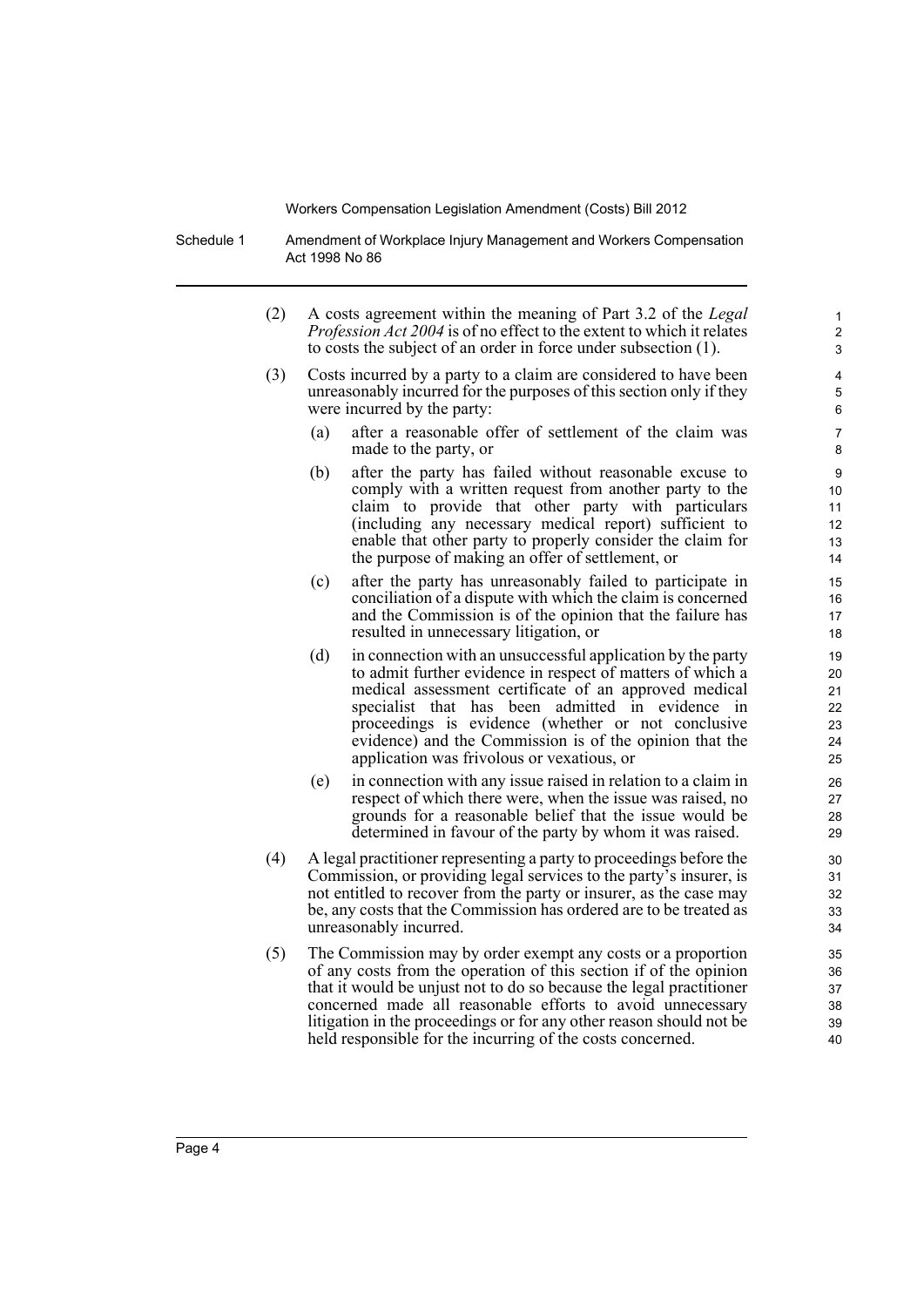(2) A costs agreement within the meaning of Part 3.2 of the *Legal Profession Act 2004* is of no effect to the extent to which it relates to costs the subject of an order in force under subsection (1).

(3) Costs incurred by a party to a claim are considered to have been unreasonably incurred for the purposes of this section only if they were incurred by the party:

- (a) after a reasonable offer of settlement of the claim was made to the party, or
- (b) after the party has failed without reasonable excuse to comply with a written request from another party to the claim to provide that other party with particulars (including any necessary medical report) sufficient to enable that other party to properly consider the claim for the purpose of making an offer of settlement, or
- (c) after the party has unreasonably failed to participate in conciliation of a dispute with which the claim is concerned and the Commission is of the opinion that the failure has resulted in unnecessary litigation, or
- (d) in connection with an unsuccessful application by the party to admit further evidence in respect of matters of which a medical assessment certificate of an approved medical specialist that has been admitted in evidence in proceedings is evidence (whether or not conclusive evidence) and the Commission is of the opinion that the application was frivolous or vexatious, or
- (e) in connection with any issue raised in relation to a claim in respect of which there were, when the issue was raised, no grounds for a reasonable belief that the issue would be determined in favour of the party by whom it was raised.

(4) A legal practitioner representing a party to proceedings before the Commission, or providing legal services to the party's insurer, is not entitled to recover from the party or insurer, as the case may be, any costs that the Commission has ordered are to be treated as unreasonably incurred.

(5) The Commission may by order exempt any costs or a proportion of any costs from the operation of this section if of the opinion that it would be unjust not to do so because the legal practitioner concerned made all reasonable efforts to avoid unnecessary litigation in the proceedings or for any other reason should not be held responsible for the incurring of the costs concerned.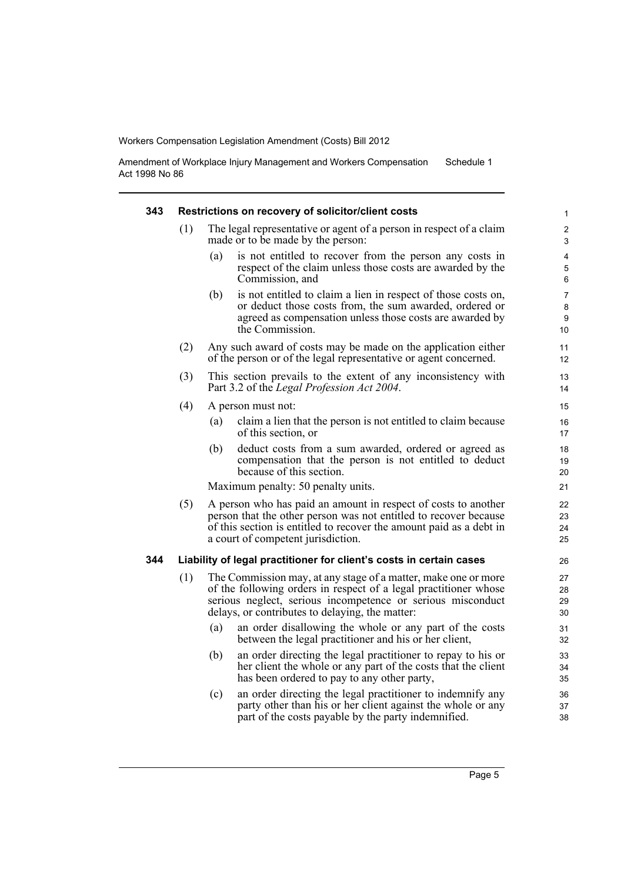#### 343 Restrictions on recovery of solicitor/client costs

(1) The legal representative or agent of a person in respect of a claim made or to be made by the person:

- (a) is not entitled to recover from the person any costs in respect of the claim unless those costs are awarded by the Commission, and
- (b) is not entitled to claim a lien in respect of those costs on, or deduct those costs from, the sum awarded, ordered or agreed as compensation unless those costs are awarded by the Commission.

(2) Any such award of costs may be made on the application either of the person or of the legal representative or agent concerned.

(3) This section prevails to the extent of any inconsistency with Part 3.2 of the *Legal Profession Act 2004*.

(4) A person must not:

- (a) claim a lien that the person is not entitled to claim because of this section, or
- (b) deduct costs from a sum awarded, ordered or agreed as compensation that the person is not entitled to deduct because of this section.

Maximum penalty: 50 penalty units.

(5) A person who has paid an amount in respect of costs to another person that the other person was not entitled to recover because of this section is entitled to recover the amount paid as a debt in a court of competent jurisdiction.

#### 344 Liability of legal practitioner for client's costs in certain cases

(1) The Commission may, at any stage of a matter, make one or more of the following orders in respect of a legal practitioner whose serious neglect, serious incompetence or serious misconduct delays, or contributes to delaying, the matter:

- (a) an order disallowing the whole or any part of the costs between the legal practitioner and his or her client,
- (b) an order directing the legal practitioner to repay to his or her client the whole or any part of the costs that the client has been ordered to pay to any other party,
- (c) an order directing the legal practitioner to indemnify any party other than his or her client against the whole or any part of the costs payable by the party indemnified.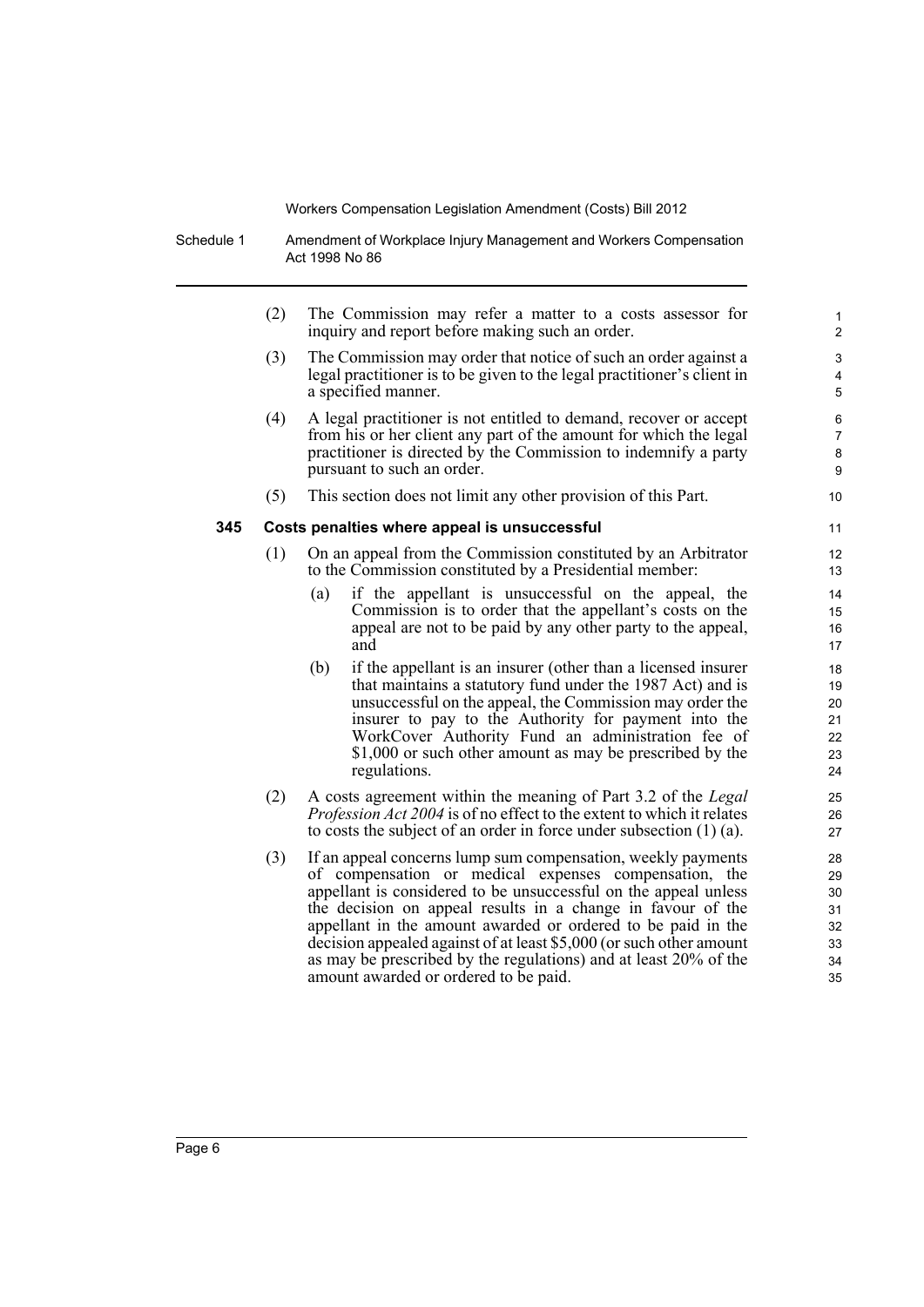(2) The Commission may refer a matter to a costs assessor for inquiry and report before making such an order.

(3) The Commission may order that notice of such an order against a legal practitioner is to be given to the legal practitioner's client in a specified manner.

(4) A legal practitioner is not entitled to demand, recover or accept from his or her client any part of the amount for which the legal practitioner is directed by the Commission to indemnify a party pursuant to such an order.

(5) This section does not limit any other provision of this Part.

**345 Costs penalties where appeal is unsuccessful**

(1) On an appeal from the Commission constituted by an Arbitrator to the Commission constituted by a Presidential member:

- (a) if the appellant is unsuccessful on the appeal, the Commission is to order that the appellant's costs on the appeal are not to be paid by any other party to the appeal, and
- (b) if the appellant is an insurer (other than a licensed insurer that maintains a statutory fund under the 1987 Act) and is unsuccessful on the appeal, the Commission may order the insurer to pay to the Authority for payment into the WorkCover Authority Fund an administration fee of $1,000 or such other amount as may be prescribed by the regulations.

(2) A costs agreement within the meaning of Part 3.2 of the *Legal Profession Act 2004* is of no effect to the extent to which it relates to costs the subject of an order in force under subsection (1) (a).

(3) If an appeal concerns lump sum compensation, weekly payments of compensation or medical expenses compensation, the appellant is considered to be unsuccessful on the appeal unless the decision on appeal results in a change in favour of the appellant in the amount awarded or ordered to be paid in the decision appealed against of at least $5,000 (or such other amount as may be prescribed by the regulations) and at least 20% of the amount awarded or ordered to be paid.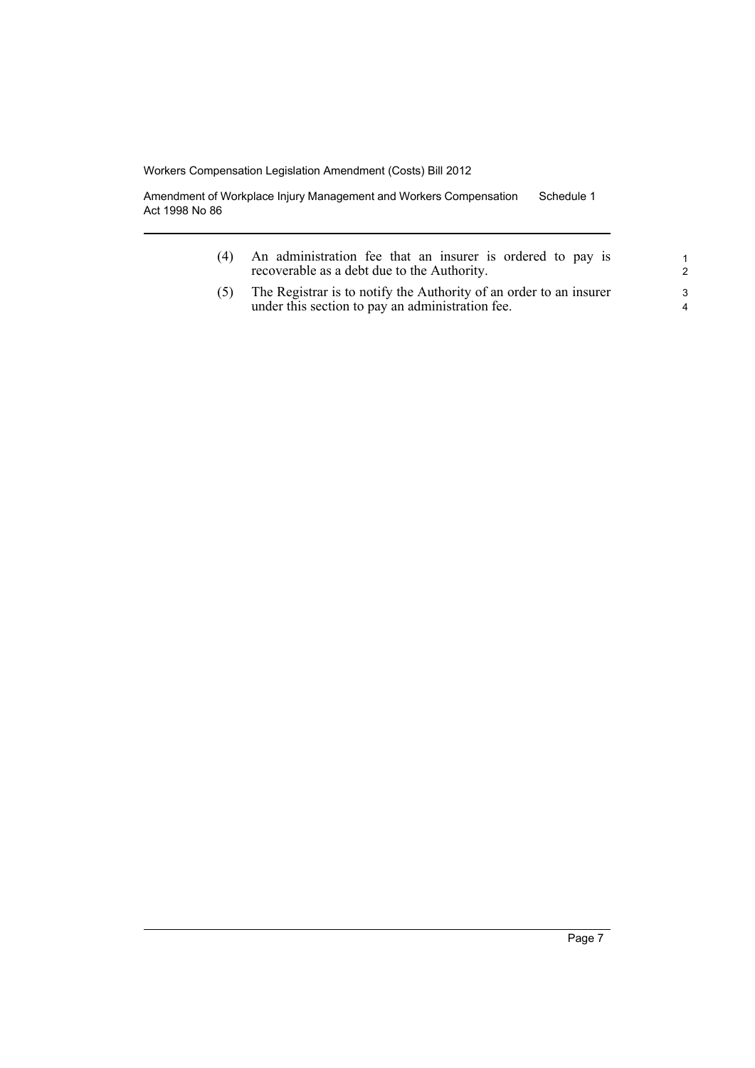(4) An administration fee that an insurer is ordered to pay is recoverable as a debt due to the Authority.

(5) The Registrar is to notify the Authority of an order to an insurer under this section to pay an administration fee.